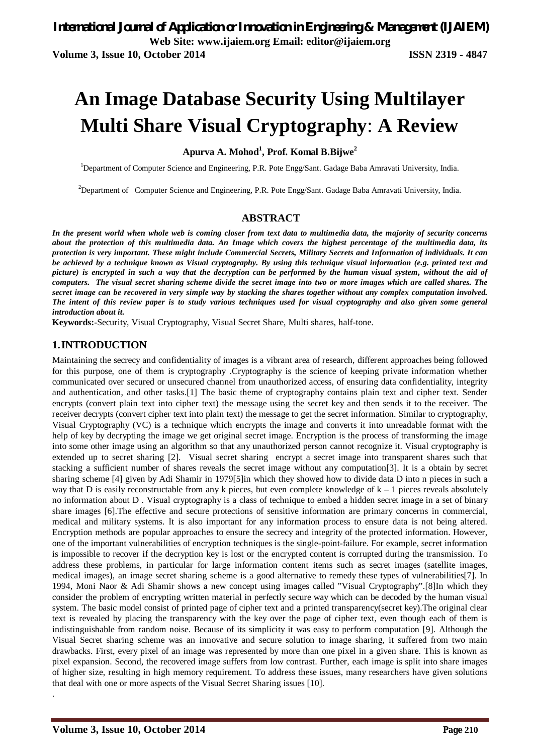# An Image Database Security Using Multilayer Multi Share Visual Cryptography: A Review

**Apurva A. Mohod[1], Prof. Komal B.Bijwe[2]**

[1]Department of Computer Science and Engineering, P.R. Pote Engg/Sant. Gadage Baba Amravati University, India.

[2]Department of Computer Science and Engineering, P.R. Pote Engg/Sant. Gadage Baba Amravati University, India.

## ABSTRACT

***In the present world when whole web is coming closer from text data to multimedia data, the majority of security concerns about the protection of this multimedia data. An Image which covers the highest percentage of the multimedia data, its protection is very important. These might include Commercial Secrets, Military Secrets and Information of individuals. It can be achieved by a technique known as Visual cryptography. By using this technique visual information (e.g. printed text and picture) is encrypted in such a way that the decryption can be performed by the human visual system, without the aid of computers. The visual secret sharing scheme divide the secret image into two or more images which are called shares. The secret image can be recovered in very simple way by stacking the shares together without any complex computation involved. The intent of this review paper is to study various techniques used for visual cryptography and also given some general introduction about it.***

**Keywords:-**Security, Visual Cryptography, Visual Secret Share, Multi shares, half-tone.

## 1.INTRODUCTION

Maintaining the secrecy and confidentiality of images is a vibrant area of research, different approaches being followed for this purpose, one of them is cryptography .Cryptography is the science of keeping private information whether communicated over secured or unsecured channel from unauthorized access, of ensuring data confidentiality, integrity and authentication, and other tasks.[1] The basic theme of cryptography contains plain text and cipher text. Sender encrypts (convert plain text into cipher text) the message using the secret key and then sends it to the receiver. The receiver decrypts (convert cipher text into plain text) the message to get the secret information. Similar to cryptography, Visual Cryptography (VC) is a technique which encrypts the image and converts it into unreadable format with the help of key by decrypting the image we get original secret image. Encryption is the process of transforming the image into some other image using an algorithm so that any unauthorized person cannot recognize it. Visual cryptography is extended up to secret sharing [2]. Visual secret sharing encrypt a secret image into transparent shares such that stacking a sufficient number of shares reveals the secret image without any computation[3]. It is a obtain by secret sharing scheme [4] given by Adi Shamir in 1979[5]in which they showed how to divide data D into n pieces in such a way that D is easily reconstructable from any k pieces, but even complete knowledge of k – 1 pieces reveals absolutely no information about D . Visual cryptography is a class of technique to embed a hidden secret image in a set of binary share images [6].The effective and secure protections of sensitive information are primary concerns in commercial, medical and military systems. It is also important for any information process to ensure data is not being altered. Encryption methods are popular approaches to ensure the secrecy and integrity of the protected information. However, one of the important vulnerabilities of encryption techniques is the single-point-failure. For example, secret information is impossible to recover if the decryption key is lost or the encrypted content is corrupted during the transmission. To address these problems, in particular for large information content items such as secret images (satellite images, medical images), an image secret sharing scheme is a good alternative to remedy these types of vulnerabilities[7]. In 1994, Moni Naor & Adi Shamir shows a new concept using images called "Visual Cryptography".[8]In which they consider the problem of encrypting written material in perfectly secure way which can be decoded by the human visual system. The basic model consist of printed page of cipher text and a printed transparency(secret key).The original clear text is revealed by placing the transparency with the key over the page of cipher text, even though each of them is indistinguishable from random noise. Because of its simplicity it was easy to perform computation [9]. Although the Visual Secret sharing scheme was an innovative and secure solution to image sharing, it suffered from two main drawbacks. First, every pixel of an image was represented by more than one pixel in a given share. This is known as pixel expansion. Second, the recovered image suffers from low contrast. Further, each image is split into share images of higher size, resulting in high memory requirement. To address these issues, many researchers have given solutions that deal with one or more aspects of the Visual Secret Sharing issues [10].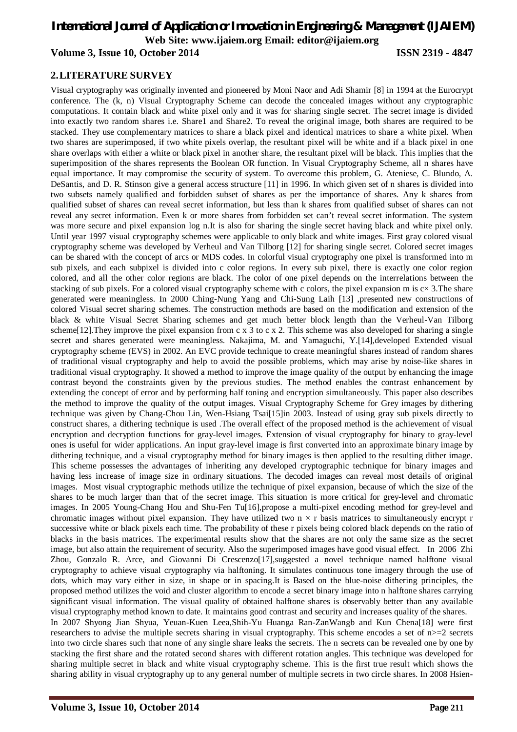## 2. LITERATURE SURVEY

Visual cryptography was originally invented and pioneered by Moni Naor and Adi Shamir [8] in 1994 at the Eurocrypt conference. The (k, n) Visual Cryptography Scheme can decode the concealed images without any cryptographic computations. It contain black and white pixel only and it was for sharing single secret. The secret image is divided into exactly two random shares i.e. Share1 and Share2. To reveal the original image, both shares are required to be stacked. They use complementary matrices to share a black pixel and identical matrices to share a white pixel. When two shares are superimposed, if two white pixels overlap, the resultant pixel will be white and if a black pixel in one share overlaps with either a white or black pixel in another share, the resultant pixel will be black. This implies that the superimposition of the shares represents the Boolean OR function. In Visual Cryptography Scheme, all n shares have equal importance. It may compromise the security of system. To overcome this problem, G. Ateniese, C. Blundo, A. DeSantis, and D. R. Stinson give a general access structure [11] in 1996. In which given set of n shares is divided into two subsets namely qualified and forbidden subset of shares as per the importance of shares. Any k shares from qualified subset of shares can reveal secret information, but less than k shares from qualified subset of shares can not reveal any secret information. Even k or more shares from forbidden set can't reveal secret information. The system was more secure and pixel expansion log n.It is also for sharing the single secret having black and white pixel only. Until year 1997 visual cryptography schemes were applicable to only black and white images. First gray colored visual cryptography scheme was developed by Verheul and Van Tilborg [12] for sharing single secret. Colored secret images can be shared with the concept of arcs or MDS codes. In colorful visual cryptography one pixel is transformed into m sub pixels, and each subpixel is divided into c color regions. In every sub pixel, there is exactly one color region colored, and all the other color regions are black. The color of one pixel depends on the interrelations between the stacking of sub pixels. For a colored visual cryptography scheme with c colors, the pixel expansion m is $c \times 3$.The share generated were meaningless. In 2000 Ching-Nung Yang and Chi-Sung Laih [13] ,presented new constructions of colored Visual secret sharing schemes. The construction methods are based on the modification and extension of the black & white Visual Secret Sharing schemes and get much better block length than the Verheul-Van Tilborg scheme[12].They improve the pixel expansion from c x 3 to c x 2. This scheme was also developed for sharing a single secret and shares generated were meaningless. Nakajima, M. and Yamaguchi, Y.[14],developed Extended visual cryptography scheme (EVS) in 2002. An EVC provide technique to create meaningful shares instead of random shares of traditional visual cryptography and help to avoid the possible problems, which may arise by noise-like shares in traditional visual cryptography. It showed a method to improve the image quality of the output by enhancing the image contrast beyond the constraints given by the previous studies. The method enables the contrast enhancement by extending the concept of error and by performing half toning and encryption simultaneously. This paper also describes the method to improve the quality of the output images. Visual Cryptography Scheme for Grey images by dithering technique was given by Chang-Chou Lin, Wen-Hsiang Tsai[15]in 2003. Instead of using gray sub pixels directly to construct shares, a dithering technique is used .The overall effect of the proposed method is the achievement of visual encryption and decryption functions for gray-level images. Extension of visual cryptography for binary to gray-level ones is useful for wider applications. An input gray-level image is first converted into an approximate binary image by dithering technique, and a visual cryptography method for binary images is then applied to the resulting dither image. This scheme possesses the advantages of inheriting any developed cryptographic technique for binary images and having less increase of image size in ordinary situations. The decoded images can reveal most details of original images. Most visual cryptographic methods utilize the technique of pixel expansion, because of which the size of the shares to be much larger than that of the secret image. This situation is more critical for grey-level and chromatic images. In 2005 Young-Chang Hou and Shu-Fen Tu[16],propose a multi-pixel encoding method for grey-level and chromatic images without pixel expansion. They have utilized two $n \times r$ basis matrices to simultaneously encrypt r successive white or black pixels each time. The probability of these r pixels being colored black depends on the ratio of blacks in the basis matrices. The experimental results show that the shares are not only the same size as the secret image, but also attain the requirement of security. Also the superimposed images have good visual effect. In 2006 Zhi Zhou, Gonzalo R. Arce, and Giovanni Di Crescenzo[17],suggested a novel technique named halftone visual cryptography to achieve visual cryptography via halftoning. It simulates continuous tone imagery through the use of dots, which may vary either in size, in shape or in spacing.It is Based on the blue-noise dithering principles, the proposed method utilizes the void and cluster algorithm to encode a secret binary image into n halftone shares carrying significant visual information. The visual quality of obtained halftone shares is observably better than any available visual cryptography method known to date. It maintains good contrast and security and increases quality of the shares.

In 2007 Shyong Jian Shyua, Yeuan-Kuen Leea,Shih-Yu Huanga Ran-ZanWangb and Kun Chena[18] were first researchers to advise the multiple secrets sharing in visual cryptography. This scheme encodes a set of $n>=2$ secrets into two circle shares such that none of any single share leaks the secrets. The n secrets can be revealed one by one by stacking the first share and the rotated second shares with different rotation angles. This technique was developed for sharing multiple secret in black and white visual cryptography scheme. This is the first true result which shows the sharing ability in visual cryptography up to any general number of multiple secrets in two circle shares. In 2008 Hsien-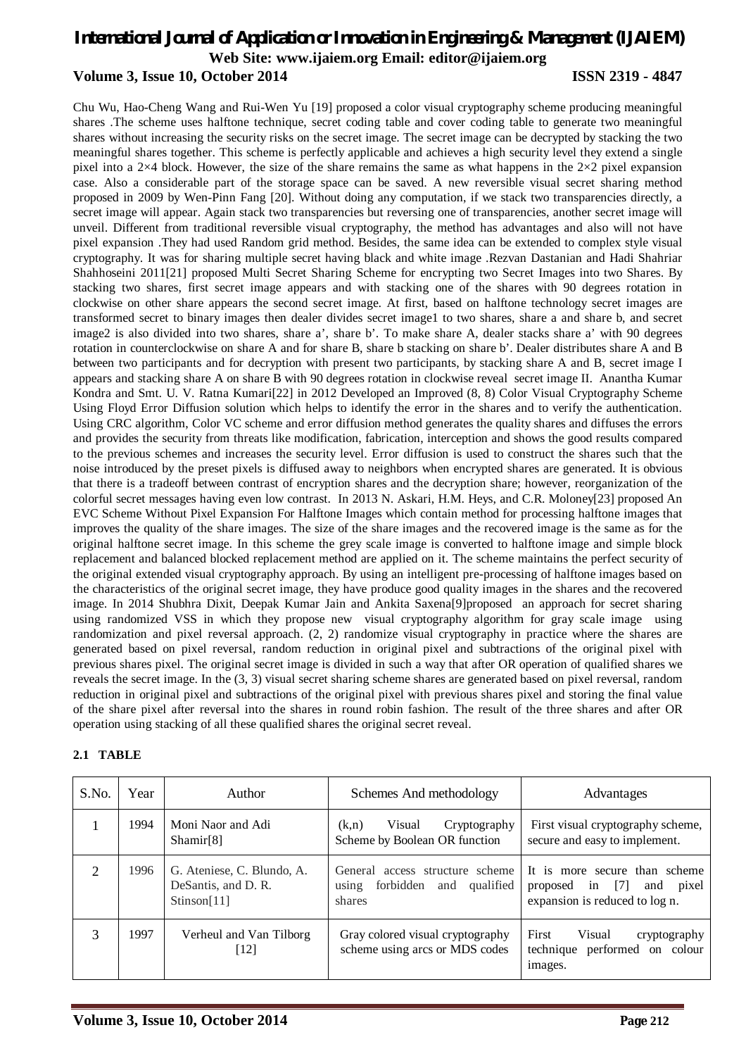Chu Wu, Hao-Cheng Wang and Rui-Wen Yu [19] proposed a color visual cryptography scheme producing meaningful shares .The scheme uses halftone technique, secret coding table and cover coding table to generate two meaningful shares without increasing the security risks on the secret image. The secret image can be decrypted by stacking the two meaningful shares together. This scheme is perfectly applicable and achieves a high security level they extend a single pixel into a 2×4 block. However, the size of the share remains the same as what happens in the 2×2 pixel expansion case. Also a considerable part of the storage space can be saved. A new reversible visual secret sharing method proposed in 2009 by Wen-Pinn Fang [20]. Without doing any computation, if we stack two transparencies directly, a secret image will appear. Again stack two transparencies but reversing one of transparencies, another secret image will unveil. Different from traditional reversible visual cryptography, the method has advantages and also will not have pixel expansion .They had used Random grid method. Besides, the same idea can be extended to complex style visual cryptography. It was for sharing multiple secret having black and white image .Rezvan Dastanian and Hadi Shahriar Shahhoseini 2011[21] proposed Multi Secret Sharing Scheme for encrypting two Secret Images into two Shares. By stacking two shares, first secret image appears and with stacking one of the shares with 90 degrees rotation in clockwise on other share appears the second secret image. At first, based on halftone technology secret images are transformed secret to binary images then dealer divides secret image1 to two shares, share a and share b, and secret image2 is also divided into two shares, share a', share b'. To make share A, dealer stacks share a' with 90 degrees rotation in counterclockwise on share A and for share B, share b stacking on share b'. Dealer distributes share A and B between two participants and for decryption with present two participants, by stacking share A and B, secret image I appears and stacking share A on share B with 90 degrees rotation in clockwise reveal secret image II. Anantha Kumar Kondra and Smt. U. V. Ratna Kumari[22] in 2012 Developed an Improved (8, 8) Color Visual Cryptography Scheme Using Floyd Error Diffusion solution which helps to identify the error in the shares and to verify the authentication. Using CRC algorithm, Color VC scheme and error diffusion method generates the quality shares and diffuses the errors and provides the security from threats like modification, fabrication, interception and shows the good results compared to the previous schemes and increases the security level. Error diffusion is used to construct the shares such that the noise introduced by the preset pixels is diffused away to neighbors when encrypted shares are generated. It is obvious that there is a tradeoff between contrast of encryption shares and the decryption share; however, reorganization of the colorful secret messages having even low contrast. In 2013 N. Askari, H.M. Heys, and C.R. Moloney[23] proposed An EVC Scheme Without Pixel Expansion For Halftone Images which contain method for processing halftone images that improves the quality of the share images. The size of the share images and the recovered image is the same as for the original halftone secret image. In this scheme the grey scale image is converted to halftone image and simple block replacement and balanced blocked replacement method are applied on it. The scheme maintains the perfect security of the original extended visual cryptography approach. By using an intelligent pre-processing of halftone images based on the characteristics of the original secret image, they have produce good quality images in the shares and the recovered image. In 2014 Shubhra Dixit, Deepak Kumar Jain and Ankita Saxena[9]proposed an approach for secret sharing using randomized VSS in which they propose new visual cryptography algorithm for gray scale image using randomization and pixel reversal approach. (2, 2) randomize visual cryptography in practice where the shares are generated based on pixel reversal, random reduction in original pixel and subtractions of the original pixel with previous shares pixel. The original secret image is divided in such a way that after OR operation of qualified shares we reveals the secret image. In the (3, 3) visual secret sharing scheme shares are generated based on pixel reversal, random reduction in original pixel and subtractions of the original pixel with previous shares pixel and storing the final value of the share pixel after reversal into the shares in round robin fashion. The result of the three shares and after OR operation using stacking of all these qualified shares the original secret reveal.

### 2.1 TABLE

| S.No. | Year | Author | Schemes And methodology | Advantages |
|---|---|---|---|---|
| 1 | 1994 | Moni Naor and Adi Shamir[8] | (k,n) Visual Cryptography Scheme by Boolean OR function | First visual cryptography scheme, secure and easy to implement. |
| 2 | 1996 | G. Ateniese, C. Blundo, A. DeSantis, and D. R. Stinson[11] | General access structure scheme using forbidden and qualified shares | It is more secure than scheme proposed in [7] and pixel expansion is reduced to log n. |
| 3 | 1997 | Verheul and Van Tilborg [12] | Gray colored visual cryptography scheme using arcs or MDS codes | First Visual cryptography technique performed on colour images. |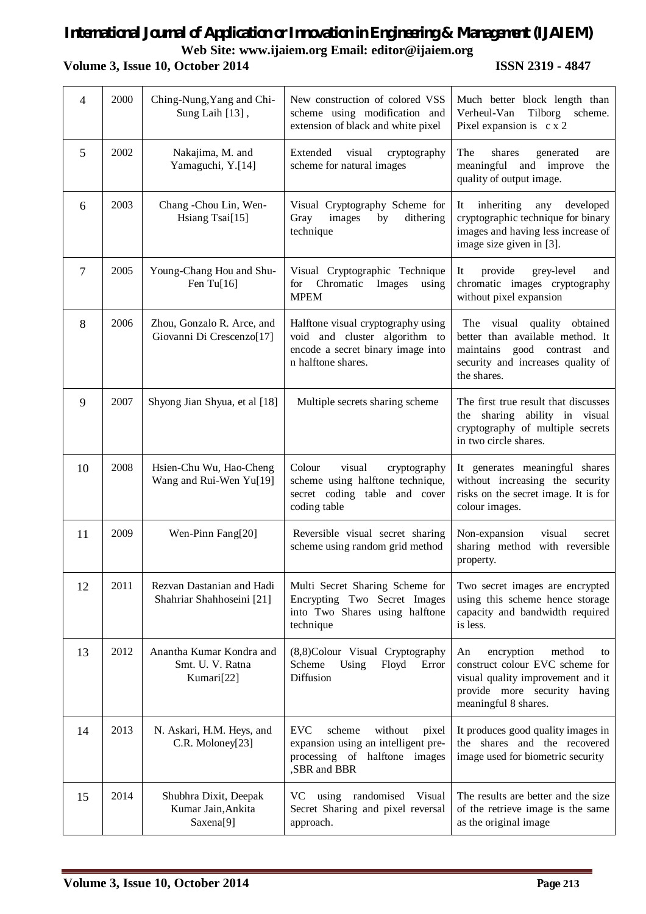| 4 | 2000 | Ching-Nung,Yang and Chi-Sung Laih [13] , | New construction of colored VSS scheme using modification and extension of black and white pixel | Much better block length than Verheul-Van Tilborg scheme. Pixel expansion is c x 2 |
|---|---|---|---|---|
| 5 | 2002 | Nakajima, M. and Yamaguchi, Y.[14] | Extended visual cryptography scheme for natural images | The shares generated are meaningful and improve the quality of output image. |
| 6 | 2003 | Chang -Chou Lin, Wen-Hsiang Tsai[15] | Visual Cryptography Scheme for Gray images by dithering technique | It inheriting any developed cryptographic technique for binary images and having less increase of image size given in [3]. |
| 7 | 2005 | Young-Chang Hou and Shu-Fen Tu[16] | Visual Cryptographic Technique for Chromatic Images using MPEM | It provide grey-level and chromatic images cryptography without pixel expansion |
| 8 | 2006 | Zhou, Gonzalo R. Arce, and Giovanni Di Crescenzo[17] | Halftone visual cryptography using void and cluster algorithm to encode a secret binary image into n halftone shares. | The visual quality obtained better than available method. It maintains good contrast and security and increases quality of the shares. |
| 9 | 2007 | Shyong Jian Shyua, et al [18] | Multiple secrets sharing scheme | The first true result that discusses the sharing ability in visual cryptography of multiple secrets in two circle shares. |
| 10 | 2008 | Hsien-Chu Wu, Hao-Cheng Wang and Rui-Wen Yu[19] | Colour visual cryptography scheme using halftone technique, secret coding table and cover coding table | It generates meaningful shares without increasing the security risks on the secret image. It is for colour images. |
| 11 | 2009 | Wen-Pinn Fang[20] | Reversible visual secret sharing scheme using random grid method | Non-expansion visual secret sharing method with reversible property. |
| 12 | 2011 | Rezvan Dastanian and Hadi Shahriar Shahhoseini [21] | Multi Secret Sharing Scheme for Encrypting Two Secret Images into Two Shares using halftone technique | Two secret images are encrypted using this scheme hence storage capacity and bandwidth required is less. |
| 13 | 2012 | Anantha Kumar Kondra and Smt. U. V. Ratna Kumari[22] | (8,8)Colour Visual Cryptography Scheme Using Floyd Error Diffusion | An encryption method to construct colour EVC scheme for visual quality improvement and it provide more security having meaningful 8 shares. |
| 14 | 2013 | N. Askari, H.M. Heys, and C.R. Moloney[23] | EVC scheme without pixel expansion using an intelligent pre-processing of halftone images ,SBR and BBR | It produces good quality images in the shares and the recovered image used for biometric security |
| 15 | 2014 | Shubhra Dixit, Deepak Kumar Jain,Ankita Saxena[9] | VC using randomised Visual Secret Sharing and pixel reversal approach. | The results are better and the size of the retrieve image is the same as the original image |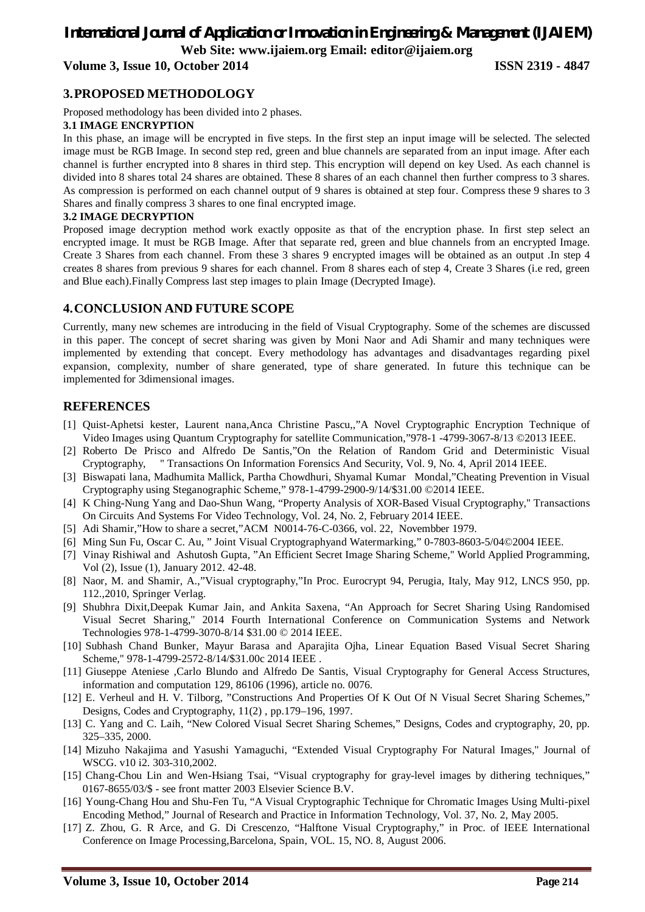## 3. PROPOSED METHODOLOGY

Proposed methodology has been divided into 2 phases.

### 3.1 IMAGE ENCRYPTION

In this phase, an image will be encrypted in five steps. In the first step an input image will be selected. The selected image must be RGB Image. In second step red, green and blue channels are separated from an input image. After each channel is further encrypted into 8 shares in third step. This encryption will depend on key Used. As each channel is divided into 8 shares total 24 shares are obtained. These 8 shares of an each channel then further compress to 3 shares. As compression is performed on each channel output of 9 shares is obtained at step four. Compress these 9 shares to 3 Shares and finally compress 3 shares to one final encrypted image.

### 3.2 IMAGE DECRYPTION

Proposed image decryption method work exactly opposite as that of the encryption phase. In first step select an encrypted image. It must be RGB Image. After that separate red, green and blue channels from an encrypted Image. Create 3 Shares from each channel. From these 3 shares 9 encrypted images will be obtained as an output .In step 4 creates 8 shares from previous 9 shares for each channel. From 8 shares each of step 4, Create 3 Shares (i.e red, green and Blue each).Finally Compress last step images to plain Image (Decrypted Image).

## 4. CONCLUSION AND FUTURE SCOPE

Currently, many new schemes are introducing in the field of Visual Cryptography. Some of the schemes are discussed in this paper. The concept of secret sharing was given by Moni Naor and Adi Shamir and many techniques were implemented by extending that concept. Every methodology has advantages and disadvantages regarding pixel expansion, complexity, number of share generated, type of share generated. In future this technique can be implemented for 3dimensional images.

## REFERENCES

[1] Quist-Aphetsi kester, Laurent nana,Anca Christine Pascu,,"A Novel Cryptographic Encryption Technique of Video Images using Quantum Cryptography for satellite Communication,"978-1 -4799-3067-8/13 ©2013 IEEE.

[2] Roberto De Prisco and Alfredo De Santis,"On the Relation of Random Grid and Deterministic Visual Cryptography, " Transactions On Information Forensics And Security, Vol. 9, No. 4, April 2014 IEEE.

[3] Biswapati lana, Madhumita Mallick, Partha Chowdhuri, Shyamal Kumar Mondal,"Cheating Prevention in Visual Cryptography using Steganographic Scheme," 978-1-4799-2900-9/14/$31.00 ©2014 IEEE.

[4] K Ching-Nung Yang and Dao-Shun Wang, "Property Analysis of XOR-Based Visual Cryptography," Transactions On Circuits And Systems For Video Technology, Vol. 24, No. 2, February 2014 IEEE.

[5] Adi Shamir,"How to share a secret,"ACM N0014-76-C-0366, vol. 22, Novembber 1979.

[6] Ming Sun Fu, Oscar C. Au, " Joint Visual Cryptographyand Watermarking," 0-7803-8603-5/04©2004 IEEE.

[7] Vinay Rishiwal and Ashutosh Gupta, "An Efficient Secret Image Sharing Scheme," World Applied Programming, Vol (2), Issue (1), January 2012. 42-48.

[8] Naor, M. and Shamir, A.,"Visual cryptography,"In Proc. Eurocrypt 94, Perugia, Italy, May 912, LNCS 950, pp. 112.,2010, Springer Verlag.

[9] Shubhra Dixit,Deepak Kumar Jain, and Ankita Saxena, "An Approach for Secret Sharing Using Randomised Visual Secret Sharing," 2014 Fourth International Conference on Communication Systems and Network Technologies 978-1-4799-3070-8/14 $31.00 © 2014 IEEE.

[10] Subhash Chand Bunker, Mayur Barasa and Aparajita Ojha, Linear Equation Based Visual Secret Sharing Scheme," 978-1-4799-2572-8/14/$31.00c 2014 IEEE .

[11] Giuseppe Ateniese ,Carlo Blundo and Alfredo De Santis, Visual Cryptography for General Access Structures, information and computation 129, 86106 (1996), article no. 0076.

[12] E. Verheul and H. V. Tilborg, "Constructions And Properties Of K Out Of N Visual Secret Sharing Schemes," Designs, Codes and Cryptography, 11(2) , pp.179–196, 1997.

[13] C. Yang and C. Laih, "New Colored Visual Secret Sharing Schemes," Designs, Codes and cryptography, 20, pp. 325–335, 2000.

[14] Mizuho Nakajima and Yasushi Yamaguchi, "Extended Visual Cryptography For Natural Images," Journal of WSCG. v10 i2. 303-310,2002.

[15] Chang-Chou Lin and Wen-Hsiang Tsai, "Visual cryptography for gray-level images by dithering techniques," 0167-8655/03/$ - see front matter 2003 Elsevier Science B.V.

[16] Young-Chang Hou and Shu-Fen Tu, "A Visual Cryptographic Technique for Chromatic Images Using Multi-pixel Encoding Method," Journal of Research and Practice in Information Technology, Vol. 37, No. 2, May 2005.

[17] Z. Zhou, G. R Arce, and G. Di Crescenzo, "Halftone Visual Cryptography," in Proc. of IEEE International Conference on Image Processing,Barcelona, Spain, VOL. 15, NO. 8, August 2006.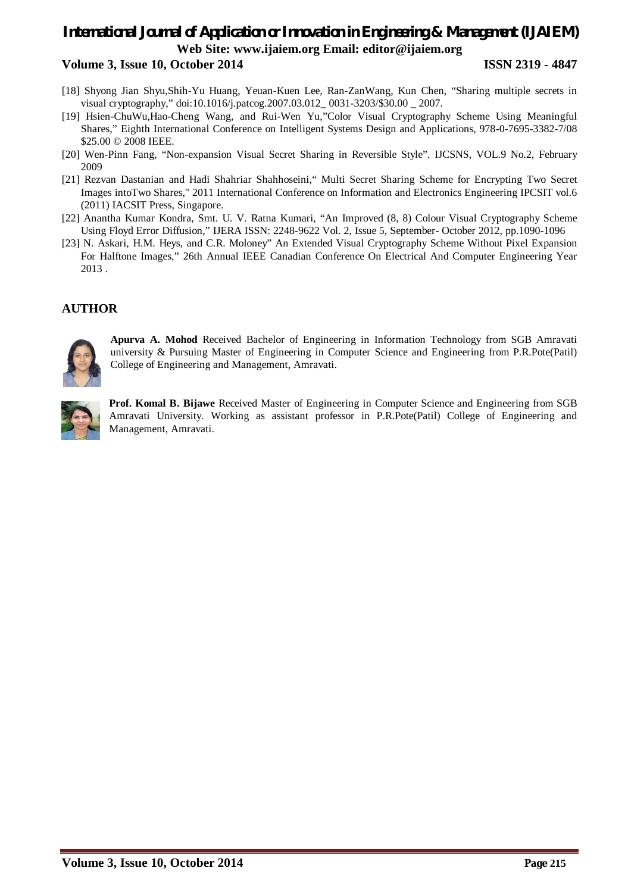[18] Shyong Jian Shyu,Shih-Yu Huang, Yeuan-Kuen Lee, Ran-ZanWang, Kun Chen, "Sharing multiple secrets in visual cryptography," doi:10.1016/j.patcog.2007.03.012_ 0031-3203/$30.00 _ 2007.

[19] Hsien-ChuWu,Hao-Cheng Wang, and Rui-Wen Yu,"Color Visual Cryptography Scheme Using Meaningful Shares," Eighth International Conference on Intelligent Systems Design and Applications, 978-0-7695-3382-7/08 $25.00 © 2008 IEEE.

[20] Wen-Pinn Fang, "Non-expansion Visual Secret Sharing in Reversible Style". IJCSNS, VOL.9 No.2, February 2009

[21] Rezvan Dastanian and Hadi Shahriar Shahhoseini," Multi Secret Sharing Scheme for Encrypting Two Secret Images intoTwo Shares," 2011 International Conference on Information and Electronics Engineering IPCSIT vol.6 (2011) IACSIT Press, Singapore.

[22] Anantha Kumar Kondra, Smt. U. V. Ratna Kumari, "An Improved (8, 8) Colour Visual Cryptography Scheme Using Floyd Error Diffusion," IJERA ISSN: 2248-9622 Vol. 2, Issue 5, September- October 2012, pp.1090-1096

[23] N. Askari, H.M. Heys, and C.R. Moloney" An Extended Visual Cryptography Scheme Without Pixel Expansion For Halftone Images," 26th Annual IEEE Canadian Conference On Electrical And Computer Engineering Year 2013 .

## AUTHOR

**Apurva A. Mohod** Received Bachelor of Engineering in Information Technology from SGB Amravati university & Pursuing Master of Engineering in Computer Science and Engineering from P.R.Pote(Patil) College of Engineering and Management, Amravati.

**Prof. Komal B. Bijawe** Received Master of Engineering in Computer Science and Engineering from SGB Amravati University. Working as assistant professor in P.R.Pote(Patil) College of Engineering and Management, Amravati.